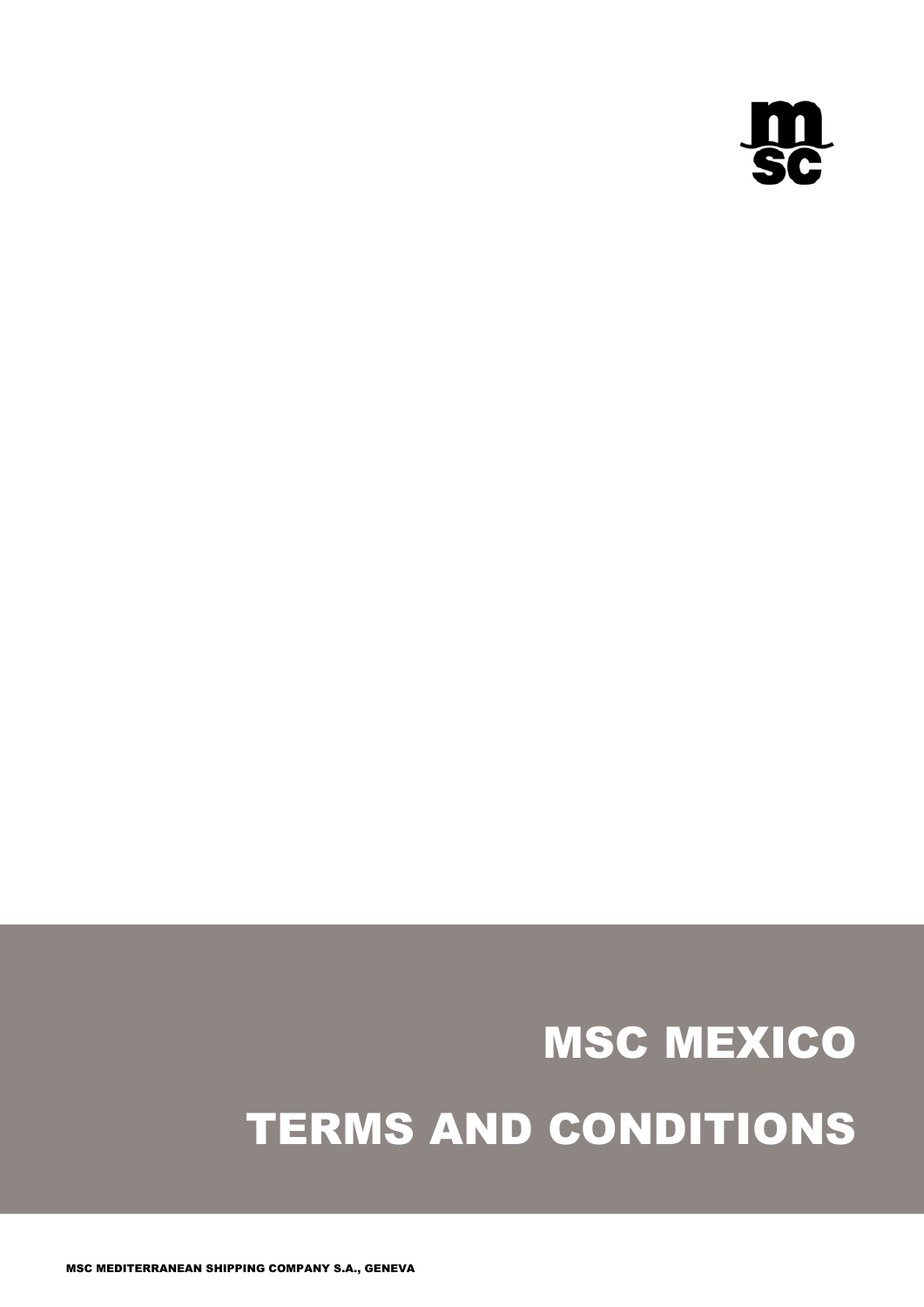# MSC MEXICO

# TERMS AND CONDITIONS

MSC MEDITERRANEAN SHIPPING COMPANY S.A., GENEVA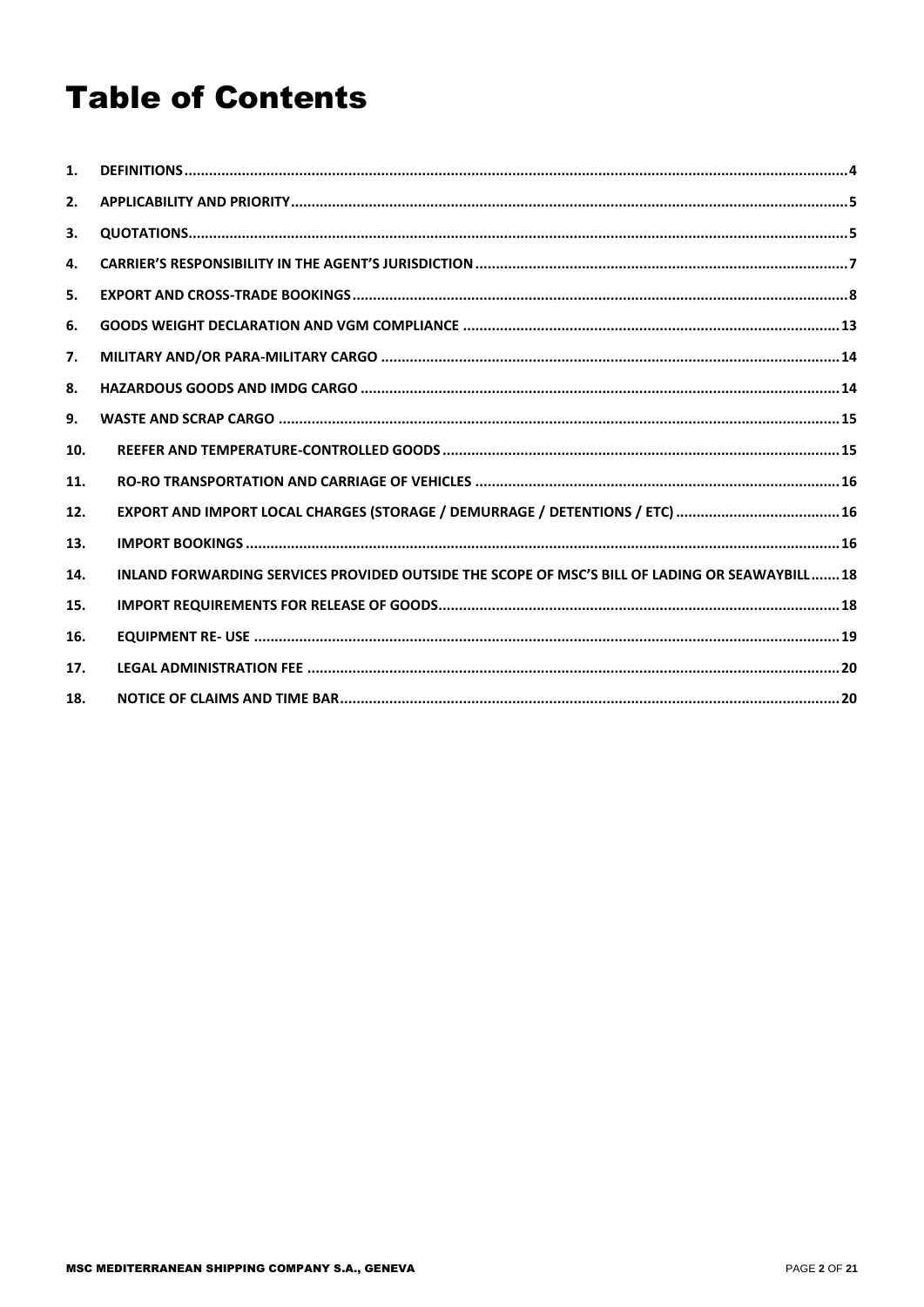# Table of Contents

| | | |
|---|---|---|
| 1. | DEFINITIONS | 4 |
| 2. | APPLICABILITY AND PRIORITY | 5 |
| 3. | QUOTATIONS | 5 |
| 4. | CARRIER'S RESPONSIBILITY IN THE AGENT'S JURISDICTION | 7 |
| 5. | EXPORT AND CROSS-TRADE BOOKINGS | 8 |
| 6. | GOODS WEIGHT DECLARATION AND VGM COMPLIANCE | 13 |
| 7. | MILITARY AND/OR PARA-MILITARY CARGO | 14 |
| 8. | HAZARDOUS GOODS AND IMDG CARGO | 14 |
| 9. | WASTE AND SCRAP CARGO | 15 |
| 10. | REEFER AND TEMPERATURE-CONTROLLED GOODS | 15 |
| 11. | RO-RO TRANSPORTATION AND CARRIAGE OF VEHICLES | 16 |
| 12. | EXPORT AND IMPORT LOCAL CHARGES (STORAGE / DEMURRAGE / DETENTIONS / ETC) | 16 |
| 13. | IMPORT BOOKINGS | 16 |
| 14. | INLAND FORWARDING SERVICES PROVIDED OUTSIDE THE SCOPE OF MSC'S BILL OF LADING OR SEAWAYBILL | 18 |
| 15. | IMPORT REQUIREMENTS FOR RELEASE OF GOODS | 18 |
| 16. | EQUIPMENT RE- USE | 19 |
| 17. | LEGAL ADMINISTRATION FEE | 20 |
| 18. | NOTICE OF CLAIMS AND TIME BAR | 20 |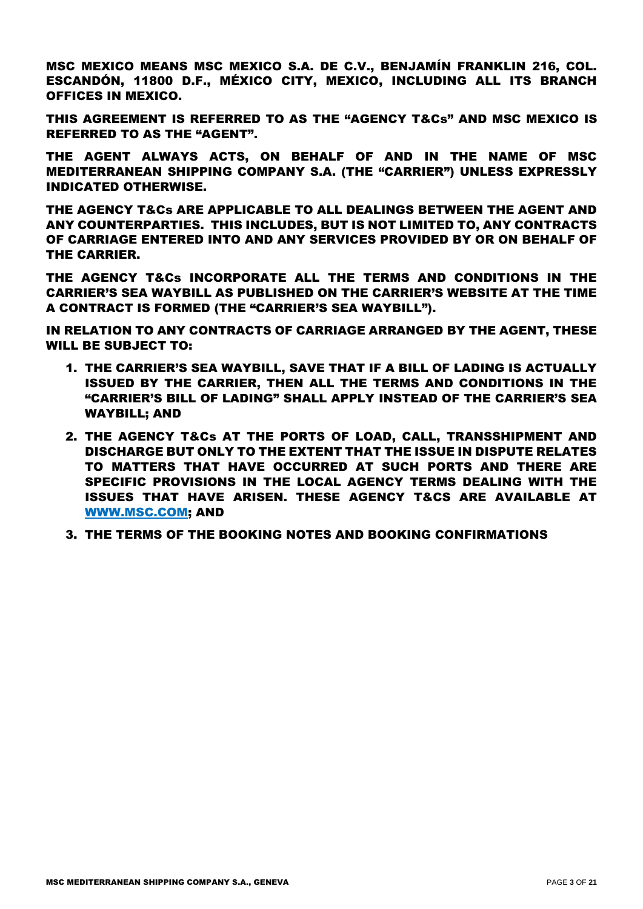**MSC MEXICO MEANS MSC MEXICO S.A. DE C.V., BENJAMÍN FRANKLIN 216, COL. ESCANDÓN, 11800 D.F., MÉXICO CITY, MEXICO, INCLUDING ALL ITS BRANCH OFFICES IN MEXICO.**

**THIS AGREEMENT IS REFERRED TO AS THE "AGENCY T&Cs" AND MSC MEXICO IS REFERRED TO AS THE "AGENT".**

**THE AGENT ALWAYS ACTS, ON BEHALF OF AND IN THE NAME OF MSC MEDITERRANEAN SHIPPING COMPANY S.A. (THE "CARRIER") UNLESS EXPRESSLY INDICATED OTHERWISE.**

**THE AGENCY T&Cs ARE APPLICABLE TO ALL DEALINGS BETWEEN THE AGENT AND ANY COUNTERPARTIES. THIS INCLUDES, BUT IS NOT LIMITED TO, ANY CONTRACTS OF CARRIAGE ENTERED INTO AND ANY SERVICES PROVIDED BY OR ON BEHALF OF THE CARRIER.**

**THE AGENCY T&Cs INCORPORATE ALL THE TERMS AND CONDITIONS IN THE CARRIER'S SEA WAYBILL AS PUBLISHED ON THE CARRIER'S WEBSITE AT THE TIME A CONTRACT IS FORMED (THE "CARRIER'S SEA WAYBILL").**

**IN RELATION TO ANY CONTRACTS OF CARRIAGE ARRANGED BY THE AGENT, THESE WILL BE SUBJECT TO:**

1. **THE CARRIER'S SEA WAYBILL, SAVE THAT IF A BILL OF LADING IS ACTUALLY ISSUED BY THE CARRIER, THEN ALL THE TERMS AND CONDITIONS IN THE "CARRIER'S BILL OF LADING" SHALL APPLY INSTEAD OF THE CARRIER'S SEA WAYBILL; AND**
2. **THE AGENCY T&Cs AT THE PORTS OF LOAD, CALL, TRANSSHIPMENT AND DISCHARGE BUT ONLY TO THE EXTENT THAT THE ISSUE IN DISPUTE RELATES TO MATTERS THAT HAVE OCCURRED AT SUCH PORTS AND THERE ARE SPECIFIC PROVISIONS IN THE LOCAL AGENCY TERMS DEALING WITH THE ISSUES THAT HAVE ARISEN. THESE AGENCY T&CS ARE AVAILABLE AT WWW.MSC.COM; AND**
3. **THE TERMS OF THE BOOKING NOTES AND BOOKING CONFIRMATIONS**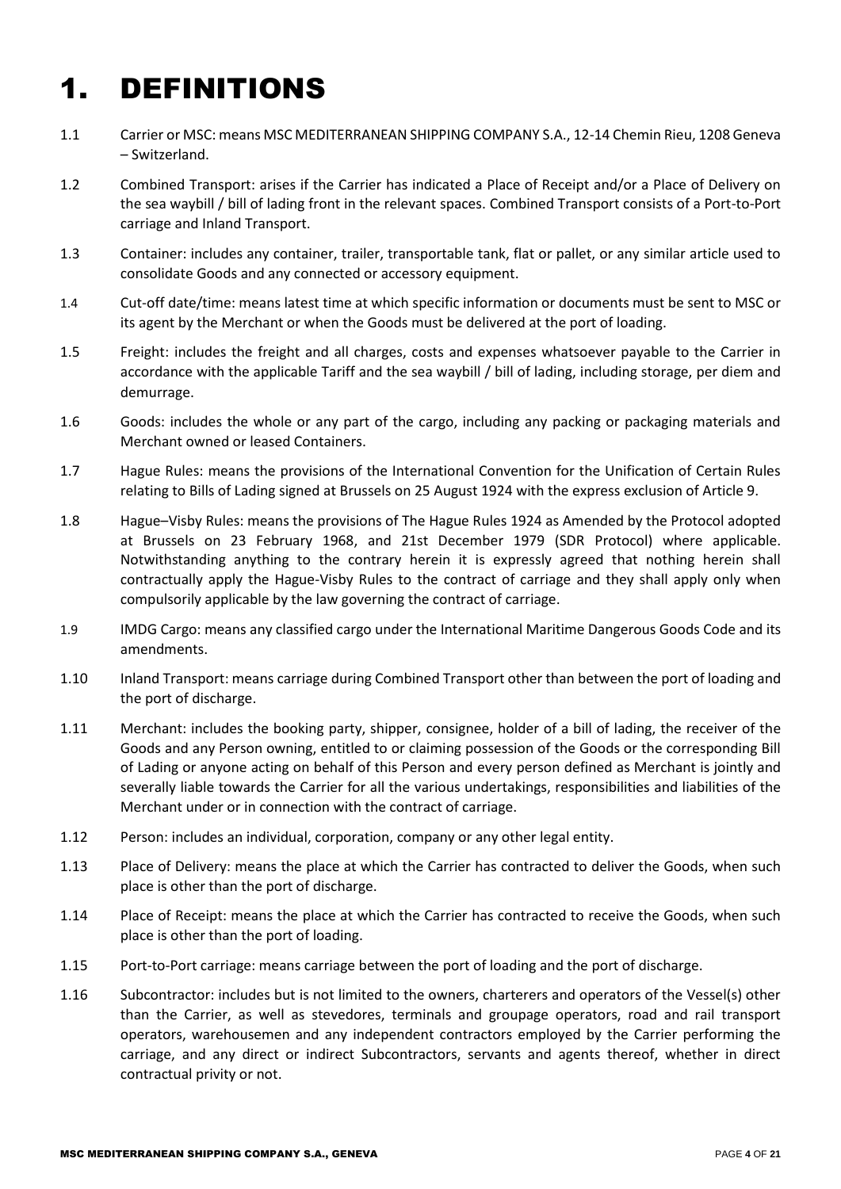# 1. DEFINITIONS

1.1 Carrier or MSC: means MSC MEDITERRANEAN SHIPPING COMPANY S.A., 12-14 Chemin Rieu, 1208 Geneva – Switzerland.

1.2 Combined Transport: arises if the Carrier has indicated a Place of Receipt and/or a Place of Delivery on the sea waybill / bill of lading front in the relevant spaces. Combined Transport consists of a Port-to-Port carriage and Inland Transport.

1.3 Container: includes any container, trailer, transportable tank, flat or pallet, or any similar article used to consolidate Goods and any connected or accessory equipment.

1.4 Cut-off date/time: means latest time at which specific information or documents must be sent to MSC or its agent by the Merchant or when the Goods must be delivered at the port of loading.

1.5 Freight: includes the freight and all charges, costs and expenses whatsoever payable to the Carrier in accordance with the applicable Tariff and the sea waybill / bill of lading, including storage, per diem and demurrage.

1.6 Goods: includes the whole or any part of the cargo, including any packing or packaging materials and Merchant owned or leased Containers.

1.7 Hague Rules: means the provisions of the International Convention for the Unification of Certain Rules relating to Bills of Lading signed at Brussels on 25 August 1924 with the express exclusion of Article 9.

1.8 Hague–Visby Rules: means the provisions of The Hague Rules 1924 as Amended by the Protocol adopted at Brussels on 23 February 1968, and 21st December 1979 (SDR Protocol) where applicable. Notwithstanding anything to the contrary herein it is expressly agreed that nothing herein shall contractually apply the Hague-Visby Rules to the contract of carriage and they shall apply only when compulsorily applicable by the law governing the contract of carriage.

1.9 IMDG Cargo: means any classified cargo under the International Maritime Dangerous Goods Code and its amendments.

1.10 Inland Transport: means carriage during Combined Transport other than between the port of loading and the port of discharge.

1.11 Merchant: includes the booking party, shipper, consignee, holder of a bill of lading, the receiver of the Goods and any Person owning, entitled to or claiming possession of the Goods or the corresponding Bill of Lading or anyone acting on behalf of this Person and every person defined as Merchant is jointly and severally liable towards the Carrier for all the various undertakings, responsibilities and liabilities of the Merchant under or in connection with the contract of carriage.

1.12 Person: includes an individual, corporation, company or any other legal entity.

1.13 Place of Delivery: means the place at which the Carrier has contracted to deliver the Goods, when such place is other than the port of discharge.

1.14 Place of Receipt: means the place at which the Carrier has contracted to receive the Goods, when such place is other than the port of loading.

1.15 Port-to-Port carriage: means carriage between the port of loading and the port of discharge.

1.16 Subcontractor: includes but is not limited to the owners, charterers and operators of the Vessel(s) other than the Carrier, as well as stevedores, terminals and groupage operators, road and rail transport operators, warehousemen and any independent contractors employed by the Carrier performing the carriage, and any direct or indirect Subcontractors, servants and agents thereof, whether in direct contractual privity or not.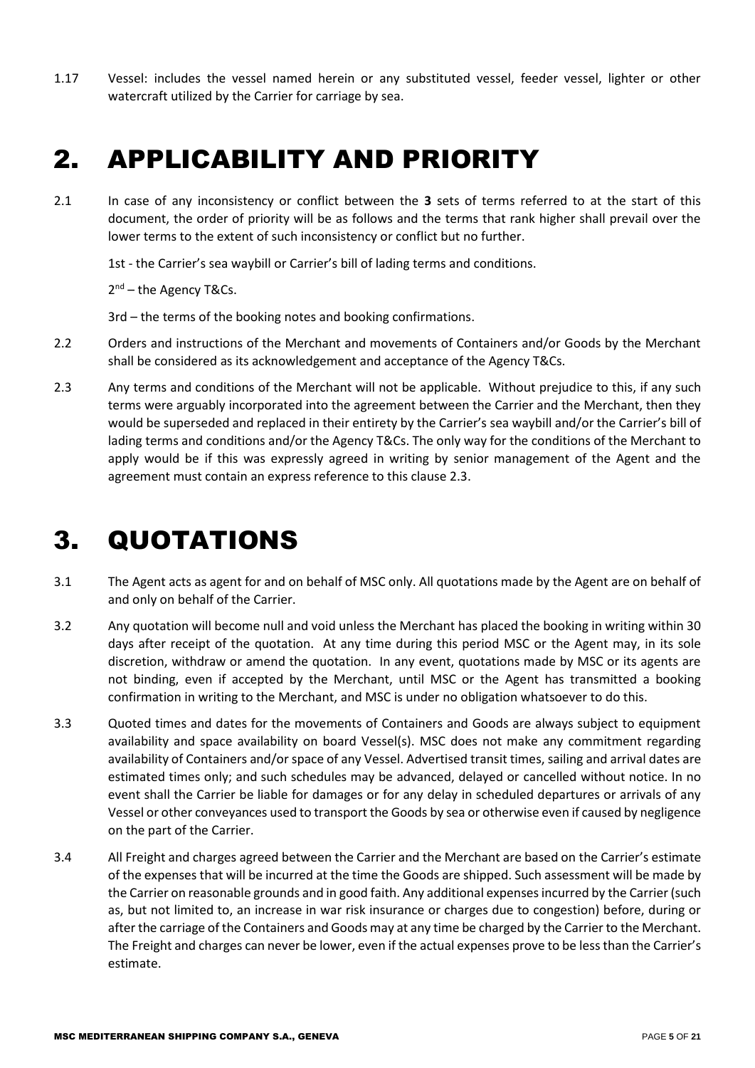1.17 Vessel: includes the vessel named herein or any substituted vessel, feeder vessel, lighter or other watercraft utilized by the Carrier for carriage by sea.

# 2. APPLICABILITY AND PRIORITY

2.1 In case of any inconsistency or conflict between the **3** sets of terms referred to at the start of this document, the order of priority will be as follows and the terms that rank higher shall prevail over the lower terms to the extent of such inconsistency or conflict but no further.

1st - the Carrier's sea waybill or Carrier's bill of lading terms and conditions.

2nd – the Agency T&Cs.

3rd – the terms of the booking notes and booking confirmations.

2.2 Orders and instructions of the Merchant and movements of Containers and/or Goods by the Merchant shall be considered as its acknowledgement and acceptance of the Agency T&Cs.

2.3 Any terms and conditions of the Merchant will not be applicable. Without prejudice to this, if any such terms were arguably incorporated into the agreement between the Carrier and the Merchant, then they would be superseded and replaced in their entirety by the Carrier's sea waybill and/or the Carrier's bill of lading terms and conditions and/or the Agency T&Cs. The only way for the conditions of the Merchant to apply would be if this was expressly agreed in writing by senior management of the Agent and the agreement must contain an express reference to this clause 2.3.

# 3. QUOTATIONS

3.1 The Agent acts as agent for and on behalf of MSC only. All quotations made by the Agent are on behalf of and only on behalf of the Carrier.

3.2 Any quotation will become null and void unless the Merchant has placed the booking in writing within 30 days after receipt of the quotation. At any time during this period MSC or the Agent may, in its sole discretion, withdraw or amend the quotation. In any event, quotations made by MSC or its agents are not binding, even if accepted by the Merchant, until MSC or the Agent has transmitted a booking confirmation in writing to the Merchant, and MSC is under no obligation whatsoever to do this.

3.3 Quoted times and dates for the movements of Containers and Goods are always subject to equipment availability and space availability on board Vessel(s). MSC does not make any commitment regarding availability of Containers and/or space of any Vessel. Advertised transit times, sailing and arrival dates are estimated times only; and such schedules may be advanced, delayed or cancelled without notice. In no event shall the Carrier be liable for damages or for any delay in scheduled departures or arrivals of any Vessel or other conveyances used to transport the Goods by sea or otherwise even if caused by negligence on the part of the Carrier.

3.4 All Freight and charges agreed between the Carrier and the Merchant are based on the Carrier's estimate of the expenses that will be incurred at the time the Goods are shipped. Such assessment will be made by the Carrier on reasonable grounds and in good faith. Any additional expenses incurred by the Carrier (such as, but not limited to, an increase in war risk insurance or charges due to congestion) before, during or after the carriage of the Containers and Goods may at any time be charged by the Carrier to the Merchant. The Freight and charges can never be lower, even if the actual expenses prove to be less than the Carrier's estimate.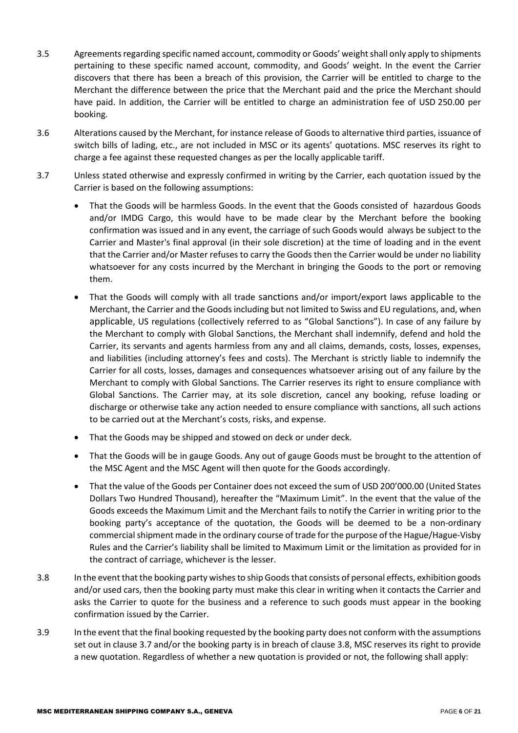3.5 Agreements regarding specific named account, commodity or Goods' weight shall only apply to shipments pertaining to these specific named account, commodity, and Goods' weight. In the event the Carrier discovers that there has been a breach of this provision, the Carrier will be entitled to charge to the Merchant the difference between the price that the Merchant paid and the price the Merchant should have paid. In addition, the Carrier will be entitled to charge an administration fee of USD 250.00 per booking.

3.6 Alterations caused by the Merchant, for instance release of Goods to alternative third parties, issuance of switch bills of lading, etc., are not included in MSC or its agents' quotations. MSC reserves its right to charge a fee against these requested changes as per the locally applicable tariff.

3.7 Unless stated otherwise and expressly confirmed in writing by the Carrier, each quotation issued by the Carrier is based on the following assumptions:

- That the Goods will be harmless Goods. In the event that the Goods consisted of hazardous Goods and/or IMDG Cargo, this would have to be made clear by the Merchant before the booking confirmation was issued and in any event, the carriage of such Goods would always be subject to the Carrier and Master's final approval (in their sole discretion) at the time of loading and in the event that the Carrier and/or Master refuses to carry the Goods then the Carrier would be under no liability whatsoever for any costs incurred by the Merchant in bringing the Goods to the port or removing them.
- That the Goods will comply with all trade sanctions and/or import/export laws applicable to the Merchant, the Carrier and the Goods including but not limited to Swiss and EU regulations, and, when applicable, US regulations (collectively referred to as "Global Sanctions"). In case of any failure by the Merchant to comply with Global Sanctions, the Merchant shall indemnify, defend and hold the Carrier, its servants and agents harmless from any and all claims, demands, costs, losses, expenses, and liabilities (including attorney's fees and costs). The Merchant is strictly liable to indemnify the Carrier for all costs, losses, damages and consequences whatsoever arising out of any failure by the Merchant to comply with Global Sanctions. The Carrier reserves its right to ensure compliance with Global Sanctions. The Carrier may, at its sole discretion, cancel any booking, refuse loading or discharge or otherwise take any action needed to ensure compliance with sanctions, all such actions to be carried out at the Merchant's costs, risks, and expense.
- That the Goods may be shipped and stowed on deck or under deck.
- That the Goods will be in gauge Goods. Any out of gauge Goods must be brought to the attention of the MSC Agent and the MSC Agent will then quote for the Goods accordingly.
- That the value of the Goods per Container does not exceed the sum of USD 200'000.00 (United States Dollars Two Hundred Thousand), hereafter the "Maximum Limit". In the event that the value of the Goods exceeds the Maximum Limit and the Merchant fails to notify the Carrier in writing prior to the booking party's acceptance of the quotation, the Goods will be deemed to be a non-ordinary commercial shipment made in the ordinary course of trade for the purpose of the Hague/Hague-Visby Rules and the Carrier's liability shall be limited to Maximum Limit or the limitation as provided for in the contract of carriage, whichever is the lesser.

3.8 In the event that the booking party wishes to ship Goods that consists of personal effects, exhibition goods and/or used cars, then the booking party must make this clear in writing when it contacts the Carrier and asks the Carrier to quote for the business and a reference to such goods must appear in the booking confirmation issued by the Carrier.

3.9 In the event that the final booking requested by the booking party does not conform with the assumptions set out in clause 3.7 and/or the booking party is in breach of clause 3.8, MSC reserves its right to provide a new quotation. Regardless of whether a new quotation is provided or not, the following shall apply: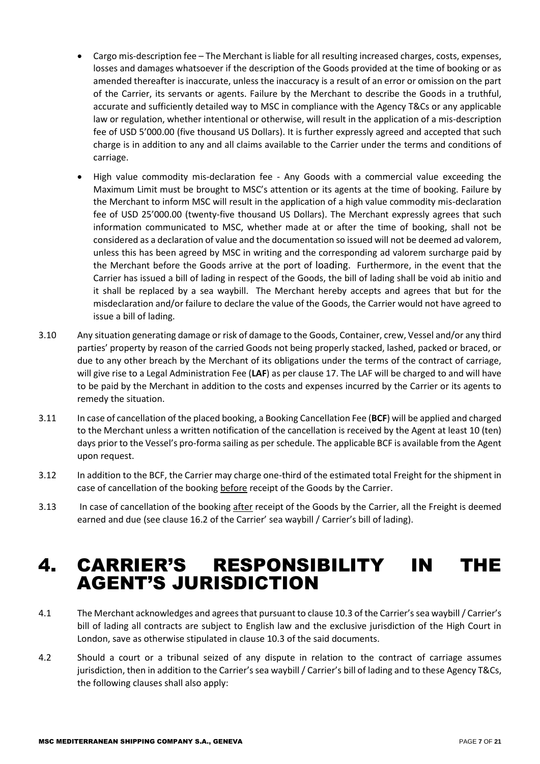- Cargo mis-description fee – The Merchant is liable for all resulting increased charges, costs, expenses, losses and damages whatsoever if the description of the Goods provided at the time of booking or as amended thereafter is inaccurate, unless the inaccuracy is a result of an error or omission on the part of the Carrier, its servants or agents. Failure by the Merchant to describe the Goods in a truthful, accurate and sufficiently detailed way to MSC in compliance with the Agency T&Cs or any applicable law or regulation, whether intentional or otherwise, will result in the application of a mis-description fee of USD 5'000.00 (five thousand US Dollars). It is further expressly agreed and accepted that such charge is in addition to any and all claims available to the Carrier under the terms and conditions of carriage.
- High value commodity mis-declaration fee - Any Goods with a commercial value exceeding the Maximum Limit must be brought to MSC's attention or its agents at the time of booking. Failure by the Merchant to inform MSC will result in the application of a high value commodity mis-declaration fee of USD 25'000.00 (twenty-five thousand US Dollars). The Merchant expressly agrees that such information communicated to MSC, whether made at or after the time of booking, shall not be considered as a declaration of value and the documentation so issued will not be deemed ad valorem, unless this has been agreed by MSC in writing and the corresponding ad valorem surcharge paid by the Merchant before the Goods arrive at the port of loading. Furthermore, in the event that the Carrier has issued a bill of lading in respect of the Goods, the bill of lading shall be void ab initio and it shall be replaced by a sea waybill. The Merchant hereby accepts and agrees that but for the misdeclaration and/or failure to declare the value of the Goods, the Carrier would not have agreed to issue a bill of lading.

3.10 Any situation generating damage or risk of damage to the Goods, Container, crew, Vessel and/or any third parties' property by reason of the carried Goods not being properly stacked, lashed, packed or braced, or due to any other breach by the Merchant of its obligations under the terms of the contract of carriage, will give rise to a Legal Administration Fee (**LAF**) as per clause 17. The LAF will be charged to and will have to be paid by the Merchant in addition to the costs and expenses incurred by the Carrier or its agents to remedy the situation.

3.11 In case of cancellation of the placed booking, a Booking Cancellation Fee (**BCF**) will be applied and charged to the Merchant unless a written notification of the cancellation is received by the Agent at least 10 (ten) days prior to the Vessel's pro-forma sailing as per schedule. The applicable BCF is available from the Agent upon request.

3.12 In addition to the BCF, the Carrier may charge one-third of the estimated total Freight for the shipment in case of cancellation of the booking <u>before</u> receipt of the Goods by the Carrier.

3.13 In case of cancellation of the booking <u>after</u> receipt of the Goods by the Carrier, all the Freight is deemed earned and due (see clause 16.2 of the Carrier' sea waybill / Carrier's bill of lading).

# 4. CARRIER'S RESPONSIBILITY IN THE AGENT'S JURISDICTION

4.1 The Merchant acknowledges and agrees that pursuant to clause 10.3 of the Carrier's sea waybill / Carrier's bill of lading all contracts are subject to English law and the exclusive jurisdiction of the High Court in London, save as otherwise stipulated in clause 10.3 of the said documents.

4.2 Should a court or a tribunal seized of any dispute in relation to the contract of carriage assumes jurisdiction, then in addition to the Carrier's sea waybill / Carrier's bill of lading and to these Agency T&Cs, the following clauses shall also apply: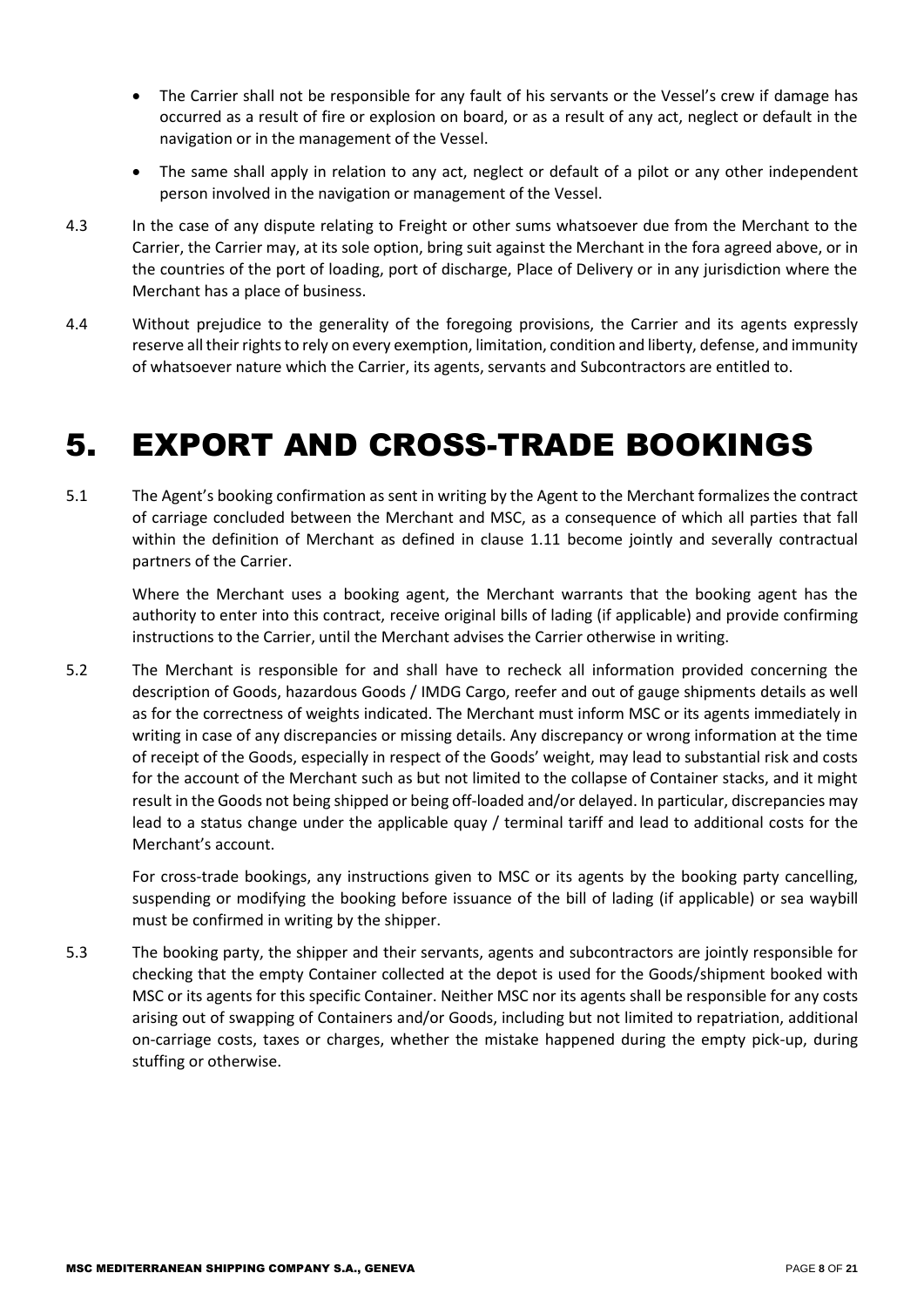- The Carrier shall not be responsible for any fault of his servants or the Vessel's crew if damage has occurred as a result of fire or explosion on board, or as a result of any act, neglect or default in the navigation or in the management of the Vessel.
- The same shall apply in relation to any act, neglect or default of a pilot or any other independent person involved in the navigation or management of the Vessel.

4.3 In the case of any dispute relating to Freight or other sums whatsoever due from the Merchant to the Carrier, the Carrier may, at its sole option, bring suit against the Merchant in the fora agreed above, or in the countries of the port of loading, port of discharge, Place of Delivery or in any jurisdiction where the Merchant has a place of business.

4.4 Without prejudice to the generality of the foregoing provisions, the Carrier and its agents expressly reserve all their rights to rely on every exemption, limitation, condition and liberty, defense, and immunity of whatsoever nature which the Carrier, its agents, servants and Subcontractors are entitled to.

# 5. EXPORT AND CROSS-TRADE BOOKINGS

5.1 The Agent's booking confirmation as sent in writing by the Agent to the Merchant formalizes the contract of carriage concluded between the Merchant and MSC, as a consequence of which all parties that fall within the definition of Merchant as defined in clause 1.11 become jointly and severally contractual partners of the Carrier.

Where the Merchant uses a booking agent, the Merchant warrants that the booking agent has the authority to enter into this contract, receive original bills of lading (if applicable) and provide confirming instructions to the Carrier, until the Merchant advises the Carrier otherwise in writing.

5.2 The Merchant is responsible for and shall have to recheck all information provided concerning the description of Goods, hazardous Goods / IMDG Cargo, reefer and out of gauge shipments details as well as for the correctness of weights indicated. The Merchant must inform MSC or its agents immediately in writing in case of any discrepancies or missing details. Any discrepancy or wrong information at the time of receipt of the Goods, especially in respect of the Goods' weight, may lead to substantial risk and costs for the account of the Merchant such as but not limited to the collapse of Container stacks, and it might result in the Goods not being shipped or being off-loaded and/or delayed. In particular, discrepancies may lead to a status change under the applicable quay / terminal tariff and lead to additional costs for the Merchant's account.

For cross-trade bookings, any instructions given to MSC or its agents by the booking party cancelling, suspending or modifying the booking before issuance of the bill of lading (if applicable) or sea waybill must be confirmed in writing by the shipper.

5.3 The booking party, the shipper and their servants, agents and subcontractors are jointly responsible for checking that the empty Container collected at the depot is used for the Goods/shipment booked with MSC or its agents for this specific Container. Neither MSC nor its agents shall be responsible for any costs arising out of swapping of Containers and/or Goods, including but not limited to repatriation, additional on-carriage costs, taxes or charges, whether the mistake happened during the empty pick-up, during stuffing or otherwise.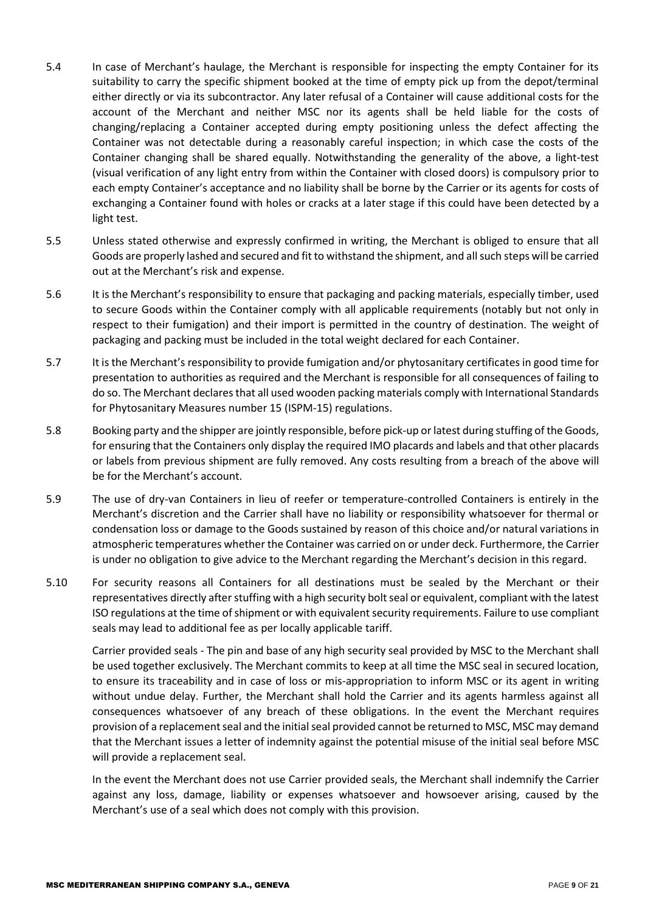5.4 In case of Merchant's haulage, the Merchant is responsible for inspecting the empty Container for its suitability to carry the specific shipment booked at the time of empty pick up from the depot/terminal either directly or via its subcontractor. Any later refusal of a Container will cause additional costs for the account of the Merchant and neither MSC nor its agents shall be held liable for the costs of changing/replacing a Container accepted during empty positioning unless the defect affecting the Container was not detectable during a reasonably careful inspection; in which case the costs of the Container changing shall be shared equally. Notwithstanding the generality of the above, a light-test (visual verification of any light entry from within the Container with closed doors) is compulsory prior to each empty Container's acceptance and no liability shall be borne by the Carrier or its agents for costs of exchanging a Container found with holes or cracks at a later stage if this could have been detected by a light test.

5.5 Unless stated otherwise and expressly confirmed in writing, the Merchant is obliged to ensure that all Goods are properly lashed and secured and fit to withstand the shipment, and all such steps will be carried out at the Merchant's risk and expense.

5.6 It is the Merchant's responsibility to ensure that packaging and packing materials, especially timber, used to secure Goods within the Container comply with all applicable requirements (notably but not only in respect to their fumigation) and their import is permitted in the country of destination. The weight of packaging and packing must be included in the total weight declared for each Container.

5.7 It is the Merchant's responsibility to provide fumigation and/or phytosanitary certificates in good time for presentation to authorities as required and the Merchant is responsible for all consequences of failing to do so. The Merchant declares that all used wooden packing materials comply with International Standards for Phytosanitary Measures number 15 (ISPM-15) regulations.

5.8 Booking party and the shipper are jointly responsible, before pick-up or latest during stuffing of the Goods, for ensuring that the Containers only display the required IMO placards and labels and that other placards or labels from previous shipment are fully removed. Any costs resulting from a breach of the above will be for the Merchant's account.

5.9 The use of dry-van Containers in lieu of reefer or temperature-controlled Containers is entirely in the Merchant's discretion and the Carrier shall have no liability or responsibility whatsoever for thermal or condensation loss or damage to the Goods sustained by reason of this choice and/or natural variations in atmospheric temperatures whether the Container was carried on or under deck. Furthermore, the Carrier is under no obligation to give advice to the Merchant regarding the Merchant's decision in this regard.

5.10 For security reasons all Containers for all destinations must be sealed by the Merchant or their representatives directly after stuffing with a high security bolt seal or equivalent, compliant with the latest ISO regulations at the time of shipment or with equivalent security requirements. Failure to use compliant seals may lead to additional fee as per locally applicable tariff.

Carrier provided seals - The pin and base of any high security seal provided by MSC to the Merchant shall be used together exclusively. The Merchant commits to keep at all time the MSC seal in secured location, to ensure its traceability and in case of loss or mis-appropriation to inform MSC or its agent in writing without undue delay. Further, the Merchant shall hold the Carrier and its agents harmless against all consequences whatsoever of any breach of these obligations. In the event the Merchant requires provision of a replacement seal and the initial seal provided cannot be returned to MSC, MSC may demand that the Merchant issues a letter of indemnity against the potential misuse of the initial seal before MSC will provide a replacement seal.

In the event the Merchant does not use Carrier provided seals, the Merchant shall indemnify the Carrier against any loss, damage, liability or expenses whatsoever and howsoever arising, caused by the Merchant's use of a seal which does not comply with this provision.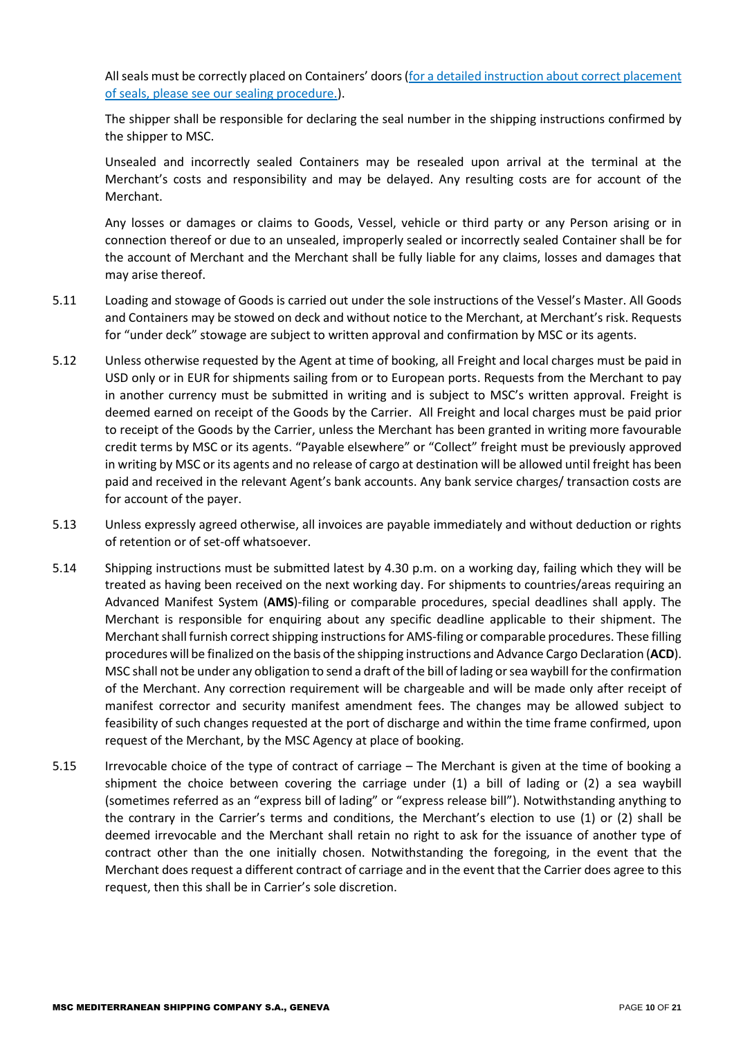All seals must be correctly placed on Containers' doors (for a detailed instruction about correct placement of seals, please see our sealing procedure.).

The shipper shall be responsible for declaring the seal number in the shipping instructions confirmed by the shipper to MSC.

Unsealed and incorrectly sealed Containers may be resealed upon arrival at the terminal at the Merchant's costs and responsibility and may be delayed. Any resulting costs are for account of the Merchant.

Any losses or damages or claims to Goods, Vessel, vehicle or third party or any Person arising or in connection thereof or due to an unsealed, improperly sealed or incorrectly sealed Container shall be for the account of Merchant and the Merchant shall be fully liable for any claims, losses and damages that may arise thereof.

5.11 Loading and stowage of Goods is carried out under the sole instructions of the Vessel's Master. All Goods and Containers may be stowed on deck and without notice to the Merchant, at Merchant's risk. Requests for "under deck" stowage are subject to written approval and confirmation by MSC or its agents.

5.12 Unless otherwise requested by the Agent at time of booking, all Freight and local charges must be paid in USD only or in EUR for shipments sailing from or to European ports. Requests from the Merchant to pay in another currency must be submitted in writing and is subject to MSC's written approval. Freight is deemed earned on receipt of the Goods by the Carrier. All Freight and local charges must be paid prior to receipt of the Goods by the Carrier, unless the Merchant has been granted in writing more favourable credit terms by MSC or its agents. "Payable elsewhere" or "Collect" freight must be previously approved in writing by MSC or its agents and no release of cargo at destination will be allowed until freight has been paid and received in the relevant Agent's bank accounts. Any bank service charges/ transaction costs are for account of the payer.

5.13 Unless expressly agreed otherwise, all invoices are payable immediately and without deduction or rights of retention or of set-off whatsoever.

5.14 Shipping instructions must be submitted latest by 4.30 p.m. on a working day, failing which they will be treated as having been received on the next working day. For shipments to countries/areas requiring an Advanced Manifest System (**AMS**)-filing or comparable procedures, special deadlines shall apply. The Merchant is responsible for enquiring about any specific deadline applicable to their shipment. The Merchant shall furnish correct shipping instructions for AMS-filing or comparable procedures. These filling procedures will be finalized on the basis of the shipping instructions and Advance Cargo Declaration (**ACD**). MSC shall not be under any obligation to send a draft of the bill of lading or sea waybill for the confirmation of the Merchant. Any correction requirement will be chargeable and will be made only after receipt of manifest corrector and security manifest amendment fees. The changes may be allowed subject to feasibility of such changes requested at the port of discharge and within the time frame confirmed, upon request of the Merchant, by the MSC Agency at place of booking.

5.15 Irrevocable choice of the type of contract of carriage – The Merchant is given at the time of booking a shipment the choice between covering the carriage under (1) a bill of lading or (2) a sea waybill (sometimes referred as an "express bill of lading" or "express release bill"). Notwithstanding anything to the contrary in the Carrier's terms and conditions, the Merchant's election to use (1) or (2) shall be deemed irrevocable and the Merchant shall retain no right to ask for the issuance of another type of contract other than the one initially chosen. Notwithstanding the foregoing, in the event that the Merchant does request a different contract of carriage and in the event that the Carrier does agree to this request, then this shall be in Carrier's sole discretion.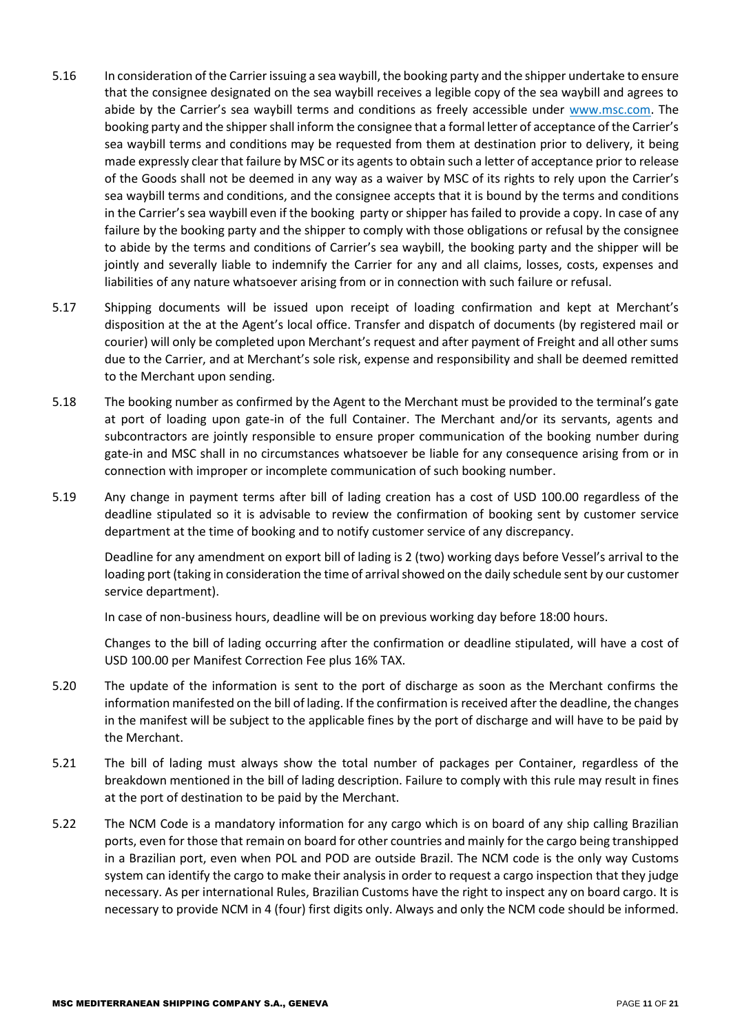5.16 In consideration of the Carrier issuing a sea waybill, the booking party and the shipper undertake to ensure that the consignee designated on the sea waybill receives a legible copy of the sea waybill and agrees to abide by the Carrier's sea waybill terms and conditions as freely accessible under [www.msc.com](www.msc.com). The booking party and the shipper shall inform the consignee that a formal letter of acceptance of the Carrier's sea waybill terms and conditions may be requested from them at destination prior to delivery, it being made expressly clear that failure by MSC or its agents to obtain such a letter of acceptance prior to release of the Goods shall not be deemed in any way as a waiver by MSC of its rights to rely upon the Carrier's sea waybill terms and conditions, and the consignee accepts that it is bound by the terms and conditions in the Carrier's sea waybill even if the booking party or shipper has failed to provide a copy. In case of any failure by the booking party and the shipper to comply with those obligations or refusal by the consignee to abide by the terms and conditions of Carrier's sea waybill, the booking party and the shipper will be jointly and severally liable to indemnify the Carrier for any and all claims, losses, costs, expenses and liabilities of any nature whatsoever arising from or in connection with such failure or refusal.

5.17 Shipping documents will be issued upon receipt of loading confirmation and kept at Merchant's disposition at the at the Agent's local office. Transfer and dispatch of documents (by registered mail or courier) will only be completed upon Merchant's request and after payment of Freight and all other sums due to the Carrier, and at Merchant's sole risk, expense and responsibility and shall be deemed remitted to the Merchant upon sending.

5.18 The booking number as confirmed by the Agent to the Merchant must be provided to the terminal's gate at port of loading upon gate-in of the full Container. The Merchant and/or its servants, agents and subcontractors are jointly responsible to ensure proper communication of the booking number during gate-in and MSC shall in no circumstances whatsoever be liable for any consequence arising from or in connection with improper or incomplete communication of such booking number.

5.19 Any change in payment terms after bill of lading creation has a cost of USD 100.00 regardless of the deadline stipulated so it is advisable to review the confirmation of booking sent by customer service department at the time of booking and to notify customer service of any discrepancy.

Deadline for any amendment on export bill of lading is 2 (two) working days before Vessel's arrival to the loading port (taking in consideration the time of arrival showed on the daily schedule sent by our customer service department).

In case of non-business hours, deadline will be on previous working day before 18:00 hours.

Changes to the bill of lading occurring after the confirmation or deadline stipulated, will have a cost of USD 100.00 per Manifest Correction Fee plus 16% TAX.

5.20 The update of the information is sent to the port of discharge as soon as the Merchant confirms the information manifested on the bill of lading. If the confirmation is received after the deadline, the changes in the manifest will be subject to the applicable fines by the port of discharge and will have to be paid by the Merchant.

5.21 The bill of lading must always show the total number of packages per Container, regardless of the breakdown mentioned in the bill of lading description. Failure to comply with this rule may result in fines at the port of destination to be paid by the Merchant.

5.22 The NCM Code is a mandatory information for any cargo which is on board of any ship calling Brazilian ports, even for those that remain on board for other countries and mainly for the cargo being transhipped in a Brazilian port, even when POL and POD are outside Brazil. The NCM code is the only way Customs system can identify the cargo to make their analysis in order to request a cargo inspection that they judge necessary. As per international Rules, Brazilian Customs have the right to inspect any on board cargo. It is necessary to provide NCM in 4 (four) first digits only. Always and only the NCM code should be informed.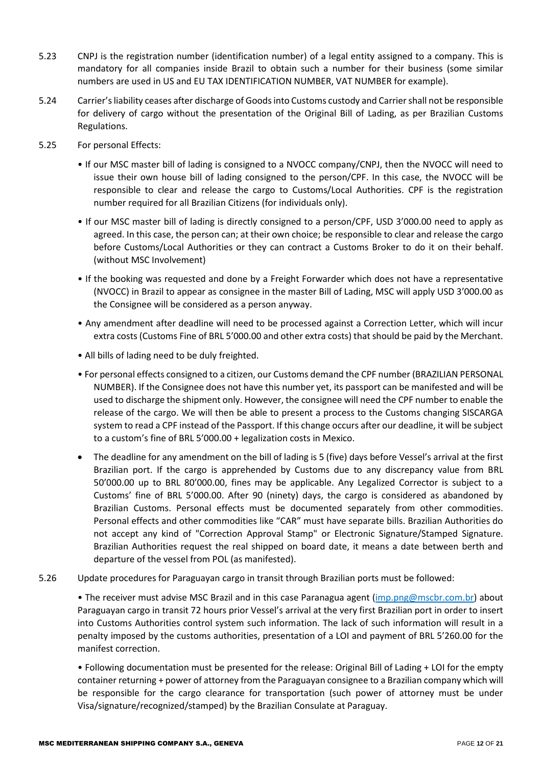5.23 CNPJ is the registration number (identification number) of a legal entity assigned to a company. This is mandatory for all companies inside Brazil to obtain such a number for their business (some similar numbers are used in US and EU TAX IDENTIFICATION NUMBER, VAT NUMBER for example).

5.24 Carrier's liability ceases after discharge of Goods into Customs custody and Carrier shall not be responsible for delivery of cargo without the presentation of the Original Bill of Lading, as per Brazilian Customs Regulations.

5.25 For personal Effects:

- If our MSC master bill of lading is consigned to a NVOCC company/CNPJ, then the NVOCC will need to issue their own house bill of lading consigned to the person/CPF. In this case, the NVOCC will be responsible to clear and release the cargo to Customs/Local Authorities. CPF is the registration number required for all Brazilian Citizens (for individuals only).
- If our MSC master bill of lading is directly consigned to a person/CPF, USD 3'000.00 need to apply as agreed. In this case, the person can; at their own choice; be responsible to clear and release the cargo before Customs/Local Authorities or they can contract a Customs Broker to do it on their behalf. (without MSC Involvement)
- If the booking was requested and done by a Freight Forwarder which does not have a representative (NVOCC) in Brazil to appear as consignee in the master Bill of Lading, MSC will apply USD 3'000.00 as the Consignee will be considered as a person anyway.
- Any amendment after deadline will need to be processed against a Correction Letter, which will incur extra costs (Customs Fine of BRL 5'000.00 and other extra costs) that should be paid by the Merchant.
- All bills of lading need to be duly freighted.
- For personal effects consigned to a citizen, our Customs demand the CPF number (BRAZILIAN PERSONAL NUMBER). If the Consignee does not have this number yet, its passport can be manifested and will be used to discharge the shipment only. However, the consignee will need the CPF number to enable the release of the cargo. We will then be able to present a process to the Customs changing SISCARGA system to read a CPF instead of the Passport. If this change occurs after our deadline, it will be subject to a custom's fine of BRL 5'000.00 + legalization costs in Mexico.
- The deadline for any amendment on the bill of lading is 5 (five) days before Vessel's arrival at the first Brazilian port. If the cargo is apprehended by Customs due to any discrepancy value from BRL 50'000.00 up to BRL 80'000.00, fines may be applicable. Any Legalized Corrector is subject to a Customs' fine of BRL 5'000.00. After 90 (ninety) days, the cargo is considered as abandoned by Brazilian Customs. Personal effects must be documented separately from other commodities. Personal effects and other commodities like "CAR" must have separate bills. Brazilian Authorities do not accept any kind of "Correction Approval Stamp" or Electronic Signature/Stamped Signature. Brazilian Authorities request the real shipped on board date, it means a date between berth and departure of the vessel from POL (as manifested).

5.26 Update procedures for Paraguayan cargo in transit through Brazilian ports must be followed:

- The receiver must advise MSC Brazil and in this case Paranagua agent (imp.png@mscbr.com.br) about Paraguayan cargo in transit 72 hours prior Vessel's arrival at the very first Brazilian port in order to insert into Customs Authorities control system such information. The lack of such information will result in a penalty imposed by the customs authorities, presentation of a LOI and payment of BRL 5'260.00 for the manifest correction.
- Following documentation must be presented for the release: Original Bill of Lading + LOI for the empty container returning + power of attorney from the Paraguayan consignee to a Brazilian company which will be responsible for the cargo clearance for transportation (such power of attorney must be under Visa/signature/recognized/stamped) by the Brazilian Consulate at Paraguay.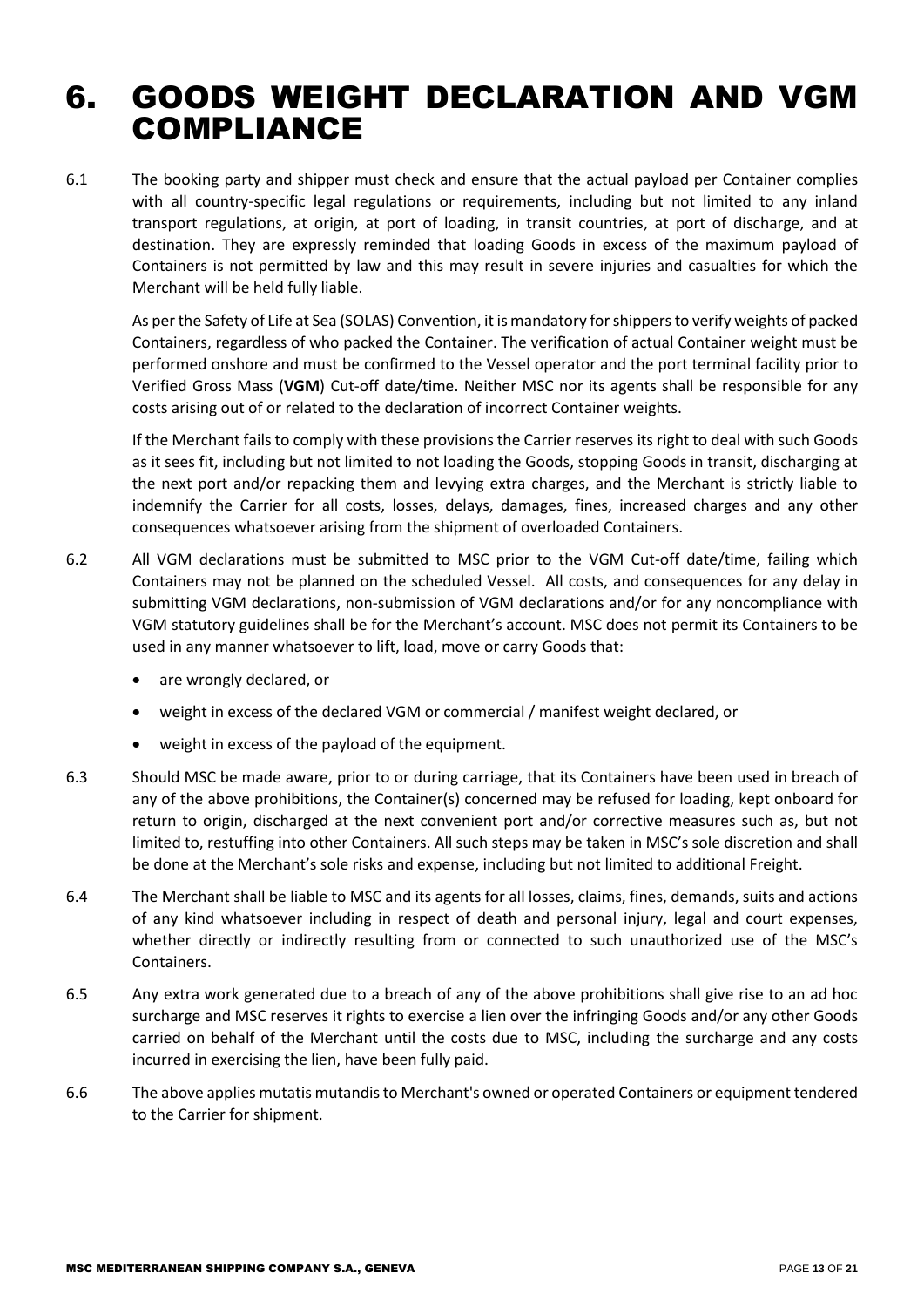# 6. GOODS WEIGHT DECLARATION AND VGM COMPLIANCE

6.1 The booking party and shipper must check and ensure that the actual payload per Container complies with all country-specific legal regulations or requirements, including but not limited to any inland transport regulations, at origin, at port of loading, in transit countries, at port of discharge, and at destination. They are expressly reminded that loading Goods in excess of the maximum payload of Containers is not permitted by law and this may result in severe injuries and casualties for which the Merchant will be held fully liable.

As per the Safety of Life at Sea (SOLAS) Convention, it is mandatory for shippers to verify weights of packed Containers, regardless of who packed the Container. The verification of actual Container weight must be performed onshore and must be confirmed to the Vessel operator and the port terminal facility prior to Verified Gross Mass (**VGM**) Cut-off date/time. Neither MSC nor its agents shall be responsible for any costs arising out of or related to the declaration of incorrect Container weights.

If the Merchant fails to comply with these provisions the Carrier reserves its right to deal with such Goods as it sees fit, including but not limited to not loading the Goods, stopping Goods in transit, discharging at the next port and/or repacking them and levying extra charges, and the Merchant is strictly liable to indemnify the Carrier for all costs, losses, delays, damages, fines, increased charges and any other consequences whatsoever arising from the shipment of overloaded Containers.

6.2 All VGM declarations must be submitted to MSC prior to the VGM Cut-off date/time, failing which Containers may not be planned on the scheduled Vessel. All costs, and consequences for any delay in submitting VGM declarations, non-submission of VGM declarations and/or for any noncompliance with VGM statutory guidelines shall be for the Merchant's account. MSC does not permit its Containers to be used in any manner whatsoever to lift, load, move or carry Goods that:

- are wrongly declared, or
- weight in excess of the declared VGM or commercial / manifest weight declared, or
- weight in excess of the payload of the equipment.

6.3 Should MSC be made aware, prior to or during carriage, that its Containers have been used in breach of any of the above prohibitions, the Container(s) concerned may be refused for loading, kept onboard for return to origin, discharged at the next convenient port and/or corrective measures such as, but not limited to, restuffing into other Containers. All such steps may be taken in MSC's sole discretion and shall be done at the Merchant's sole risks and expense, including but not limited to additional Freight.

6.4 The Merchant shall be liable to MSC and its agents for all losses, claims, fines, demands, suits and actions of any kind whatsoever including in respect of death and personal injury, legal and court expenses, whether directly or indirectly resulting from or connected to such unauthorized use of the MSC's Containers.

6.5 Any extra work generated due to a breach of any of the above prohibitions shall give rise to an ad hoc surcharge and MSC reserves it rights to exercise a lien over the infringing Goods and/or any other Goods carried on behalf of the Merchant until the costs due to MSC, including the surcharge and any costs incurred in exercising the lien, have been fully paid.

6.6 The above applies mutatis mutandis to Merchant's owned or operated Containers or equipment tendered to the Carrier for shipment.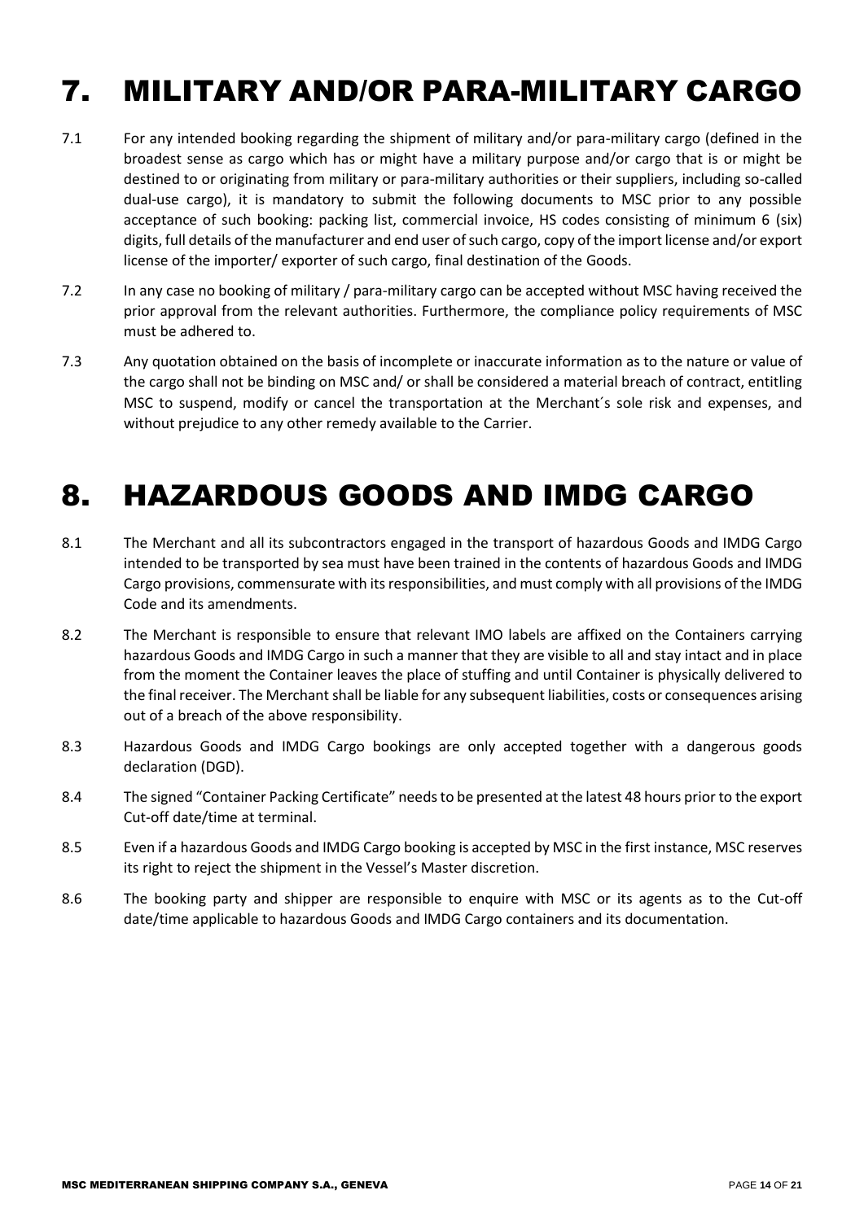# 7. MILITARY AND/OR PARA-MILITARY CARGO

7.1 For any intended booking regarding the shipment of military and/or para-military cargo (defined in the broadest sense as cargo which has or might have a military purpose and/or cargo that is or might be destined to or originating from military or para-military authorities or their suppliers, including so-called dual-use cargo), it is mandatory to submit the following documents to MSC prior to any possible acceptance of such booking: packing list, commercial invoice, HS codes consisting of minimum 6 (six) digits, full details of the manufacturer and end user of such cargo, copy of the import license and/or export license of the importer/ exporter of such cargo, final destination of the Goods.

7.2 In any case no booking of military / para-military cargo can be accepted without MSC having received the prior approval from the relevant authorities. Furthermore, the compliance policy requirements of MSC must be adhered to.

7.3 Any quotation obtained on the basis of incomplete or inaccurate information as to the nature or value of the cargo shall not be binding on MSC and/ or shall be considered a material breach of contract, entitling MSC to suspend, modify or cancel the transportation at the Merchant´s sole risk and expenses, and without prejudice to any other remedy available to the Carrier.

# 8. HAZARDOUS GOODS AND IMDG CARGO

8.1 The Merchant and all its subcontractors engaged in the transport of hazardous Goods and IMDG Cargo intended to be transported by sea must have been trained in the contents of hazardous Goods and IMDG Cargo provisions, commensurate with its responsibilities, and must comply with all provisions of the IMDG Code and its amendments.

8.2 The Merchant is responsible to ensure that relevant IMO labels are affixed on the Containers carrying hazardous Goods and IMDG Cargo in such a manner that they are visible to all and stay intact and in place from the moment the Container leaves the place of stuffing and until Container is physically delivered to the final receiver. The Merchant shall be liable for any subsequent liabilities, costs or consequences arising out of a breach of the above responsibility.

8.3 Hazardous Goods and IMDG Cargo bookings are only accepted together with a dangerous goods declaration (DGD).

8.4 The signed "Container Packing Certificate" needs to be presented at the latest 48 hours prior to the export Cut-off date/time at terminal.

8.5 Even if a hazardous Goods and IMDG Cargo booking is accepted by MSC in the first instance, MSC reserves its right to reject the shipment in the Vessel's Master discretion.

8.6 The booking party and shipper are responsible to enquire with MSC or its agents as to the Cut-off date/time applicable to hazardous Goods and IMDG Cargo containers and its documentation.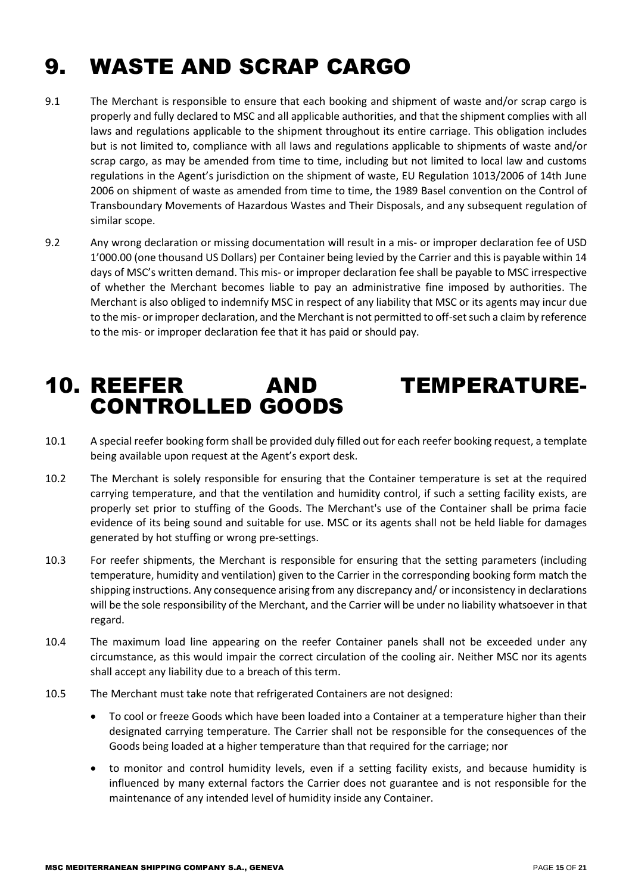# 9. WASTE AND SCRAP CARGO

9.1 The Merchant is responsible to ensure that each booking and shipment of waste and/or scrap cargo is properly and fully declared to MSC and all applicable authorities, and that the shipment complies with all laws and regulations applicable to the shipment throughout its entire carriage. This obligation includes but is not limited to, compliance with all laws and regulations applicable to shipments of waste and/or scrap cargo, as may be amended from time to time, including but not limited to local law and customs regulations in the Agent's jurisdiction on the shipment of waste, EU Regulation 1013/2006 of 14th June 2006 on shipment of waste as amended from time to time, the 1989 Basel convention on the Control of Transboundary Movements of Hazardous Wastes and Their Disposals, and any subsequent regulation of similar scope.

9.2 Any wrong declaration or missing documentation will result in a mis- or improper declaration fee of USD 1'000.00 (one thousand US Dollars) per Container being levied by the Carrier and this is payable within 14 days of MSC's written demand. This mis- or improper declaration fee shall be payable to MSC irrespective of whether the Merchant becomes liable to pay an administrative fine imposed by authorities. The Merchant is also obliged to indemnify MSC in respect of any liability that MSC or its agents may incur due to the mis- or improper declaration, and the Merchant is not permitted to off-set such a claim by reference to the mis- or improper declaration fee that it has paid or should pay.

# 10. REEFER AND TEMPERATURE-CONTROLLED GOODS

10.1 A special reefer booking form shall be provided duly filled out for each reefer booking request, a template being available upon request at the Agent's export desk.

10.2 The Merchant is solely responsible for ensuring that the Container temperature is set at the required carrying temperature, and that the ventilation and humidity control, if such a setting facility exists, are properly set prior to stuffing of the Goods. The Merchant's use of the Container shall be prima facie evidence of its being sound and suitable for use. MSC or its agents shall not be held liable for damages generated by hot stuffing or wrong pre-settings.

10.3 For reefer shipments, the Merchant is responsible for ensuring that the setting parameters (including temperature, humidity and ventilation) given to the Carrier in the corresponding booking form match the shipping instructions. Any consequence arising from any discrepancy and/ or inconsistency in declarations will be the sole responsibility of the Merchant, and the Carrier will be under no liability whatsoever in that regard.

10.4 The maximum load line appearing on the reefer Container panels shall not be exceeded under any circumstance, as this would impair the correct circulation of the cooling air. Neither MSC nor its agents shall accept any liability due to a breach of this term.

10.5 The Merchant must take note that refrigerated Containers are not designed:

- To cool or freeze Goods which have been loaded into a Container at a temperature higher than their designated carrying temperature. The Carrier shall not be responsible for the consequences of the Goods being loaded at a higher temperature than that required for the carriage; nor
- to monitor and control humidity levels, even if a setting facility exists, and because humidity is influenced by many external factors the Carrier does not guarantee and is not responsible for the maintenance of any intended level of humidity inside any Container.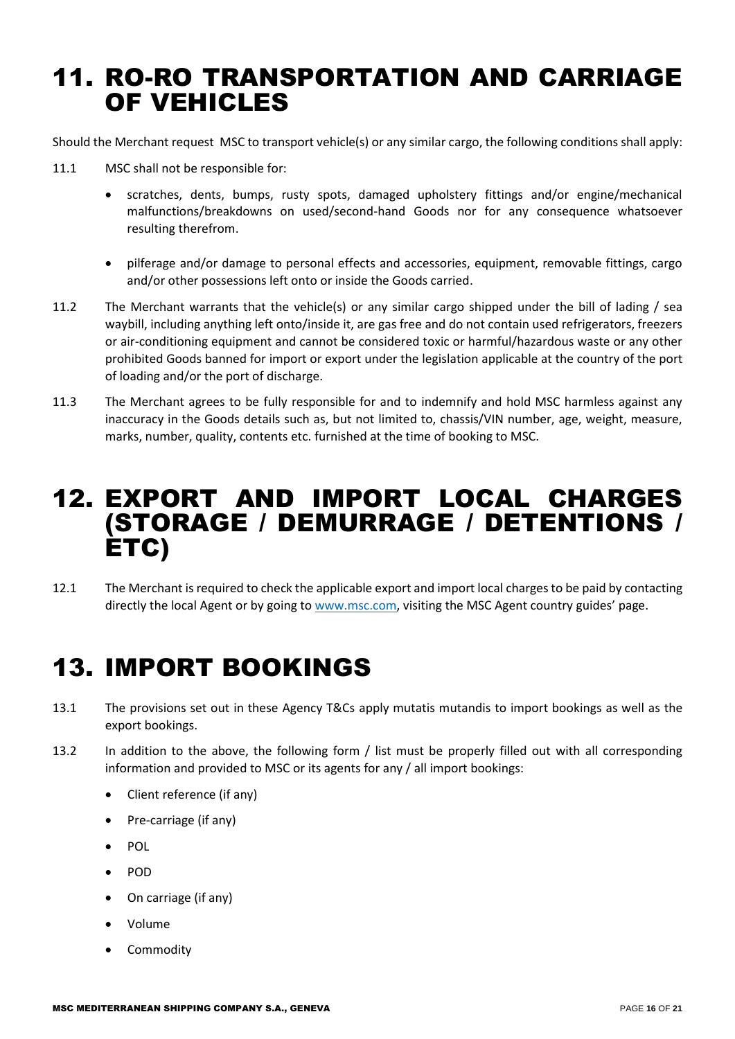# 11. RO-RO TRANSPORTATION AND CARRIAGE OF VEHICLES

Should the Merchant request MSC to transport vehicle(s) or any similar cargo, the following conditions shall apply:

11.1 MSC shall not be responsible for:

- scratches, dents, bumps, rusty spots, damaged upholstery fittings and/or engine/mechanical malfunctions/breakdowns on used/second-hand Goods nor for any consequence whatsoever resulting therefrom.
- pilferage and/or damage to personal effects and accessories, equipment, removable fittings, cargo and/or other possessions left onto or inside the Goods carried.

11.2 The Merchant warrants that the vehicle(s) or any similar cargo shipped under the bill of lading / sea waybill, including anything left onto/inside it, are gas free and do not contain used refrigerators, freezers or air-conditioning equipment and cannot be considered toxic or harmful/hazardous waste or any other prohibited Goods banned for import or export under the legislation applicable at the country of the port of loading and/or the port of discharge.

11.3 The Merchant agrees to be fully responsible for and to indemnify and hold MSC harmless against any inaccuracy in the Goods details such as, but not limited to, chassis/VIN number, age, weight, measure, marks, number, quality, contents etc. furnished at the time of booking to MSC.

# 12. EXPORT AND IMPORT LOCAL CHARGES (STORAGE / DEMURRAGE / DETENTIONS / ETC)

12.1 The Merchant is required to check the applicable export and import local charges to be paid by contacting directly the local Agent or by going to www.msc.com, visiting the MSC Agent country guides' page.

# 13. IMPORT BOOKINGS

13.1 The provisions set out in these Agency T&Cs apply mutatis mutandis to import bookings as well as the export bookings.

13.2 In addition to the above, the following form / list must be properly filled out with all corresponding information and provided to MSC or its agents for any / all import bookings:

- Client reference (if any)
- Pre-carriage (if any)
- POL
- POD
- On carriage (if any)
- Volume
- Commodity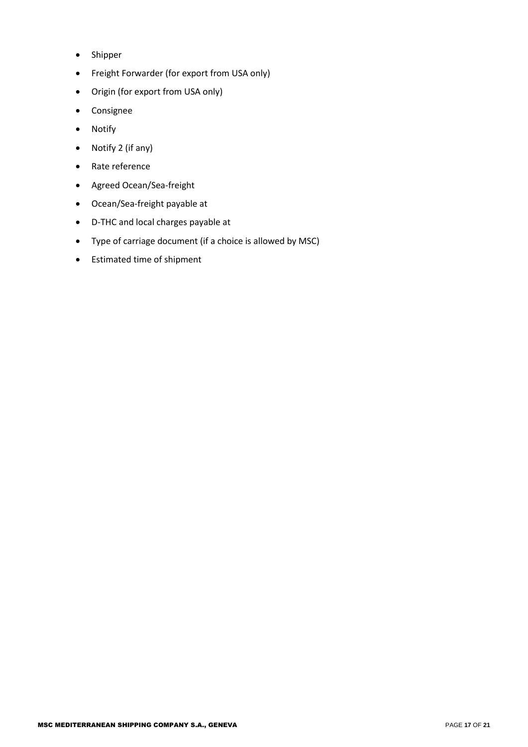- Shipper
- Freight Forwarder (for export from USA only)
- Origin (for export from USA only)
- Consignee
- Notify
- Notify 2 (if any)
- Rate reference
- Agreed Ocean/Sea-freight
- Ocean/Sea-freight payable at
- D-THC and local charges payable at
- Type of carriage document (if a choice is allowed by MSC)
- Estimated time of shipment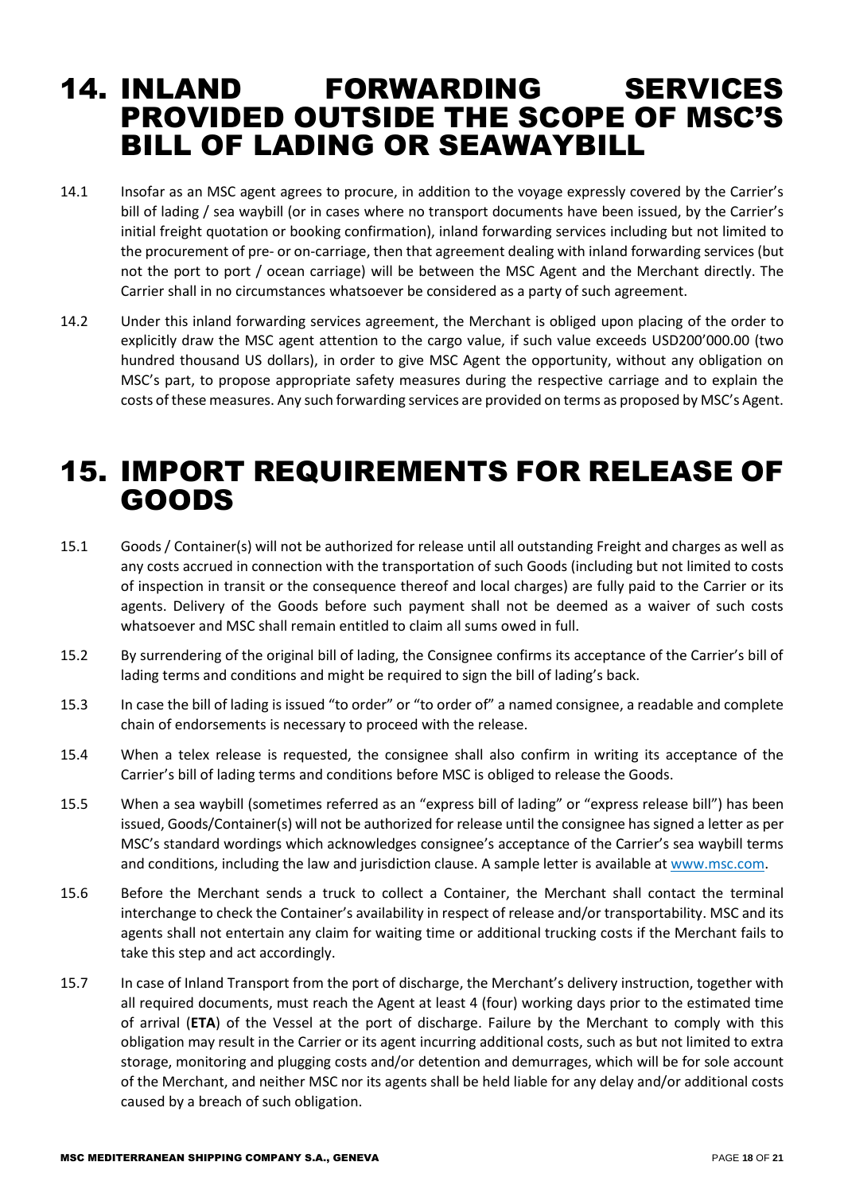# 14. INLAND FORWARDING SERVICES PROVIDED OUTSIDE THE SCOPE OF MSC'S BILL OF LADING OR SEAWAYBILL

14.1 Insofar as an MSC agent agrees to procure, in addition to the voyage expressly covered by the Carrier's bill of lading / sea waybill (or in cases where no transport documents have been issued, by the Carrier's initial freight quotation or booking confirmation), inland forwarding services including but not limited to the procurement of pre- or on-carriage, then that agreement dealing with inland forwarding services (but not the port to port / ocean carriage) will be between the MSC Agent and the Merchant directly. The Carrier shall in no circumstances whatsoever be considered as a party of such agreement.

14.2 Under this inland forwarding services agreement, the Merchant is obliged upon placing of the order to explicitly draw the MSC agent attention to the cargo value, if such value exceeds USD200'000.00 (two hundred thousand US dollars), in order to give MSC Agent the opportunity, without any obligation on MSC's part, to propose appropriate safety measures during the respective carriage and to explain the costs of these measures. Any such forwarding services are provided on terms as proposed by MSC's Agent.

# 15. IMPORT REQUIREMENTS FOR RELEASE OF GOODS

15.1 Goods / Container(s) will not be authorized for release until all outstanding Freight and charges as well as any costs accrued in connection with the transportation of such Goods (including but not limited to costs of inspection in transit or the consequence thereof and local charges) are fully paid to the Carrier or its agents. Delivery of the Goods before such payment shall not be deemed as a waiver of such costs whatsoever and MSC shall remain entitled to claim all sums owed in full.

15.2 By surrendering of the original bill of lading, the Consignee confirms its acceptance of the Carrier's bill of lading terms and conditions and might be required to sign the bill of lading's back.

15.3 In case the bill of lading is issued "to order" or "to order of" a named consignee, a readable and complete chain of endorsements is necessary to proceed with the release.

15.4 When a telex release is requested, the consignee shall also confirm in writing its acceptance of the Carrier's bill of lading terms and conditions before MSC is obliged to release the Goods.

15.5 When a sea waybill (sometimes referred as an "express bill of lading" or "express release bill") has been issued, Goods/Container(s) will not be authorized for release until the consignee has signed a letter as per MSC's standard wordings which acknowledges consignee's acceptance of the Carrier's sea waybill terms and conditions, including the law and jurisdiction clause. A sample letter is available at www.msc.com.

15.6 Before the Merchant sends a truck to collect a Container, the Merchant shall contact the terminal interchange to check the Container's availability in respect of release and/or transportability. MSC and its agents shall not entertain any claim for waiting time or additional trucking costs if the Merchant fails to take this step and act accordingly.

15.7 In case of Inland Transport from the port of discharge, the Merchant's delivery instruction, together with all required documents, must reach the Agent at least 4 (four) working days prior to the estimated time of arrival (**ETA**) of the Vessel at the port of discharge. Failure by the Merchant to comply with this obligation may result in the Carrier or its agent incurring additional costs, such as but not limited to extra storage, monitoring and plugging costs and/or detention and demurrages, which will be for sole account of the Merchant, and neither MSC nor its agents shall be held liable for any delay and/or additional costs caused by a breach of such obligation.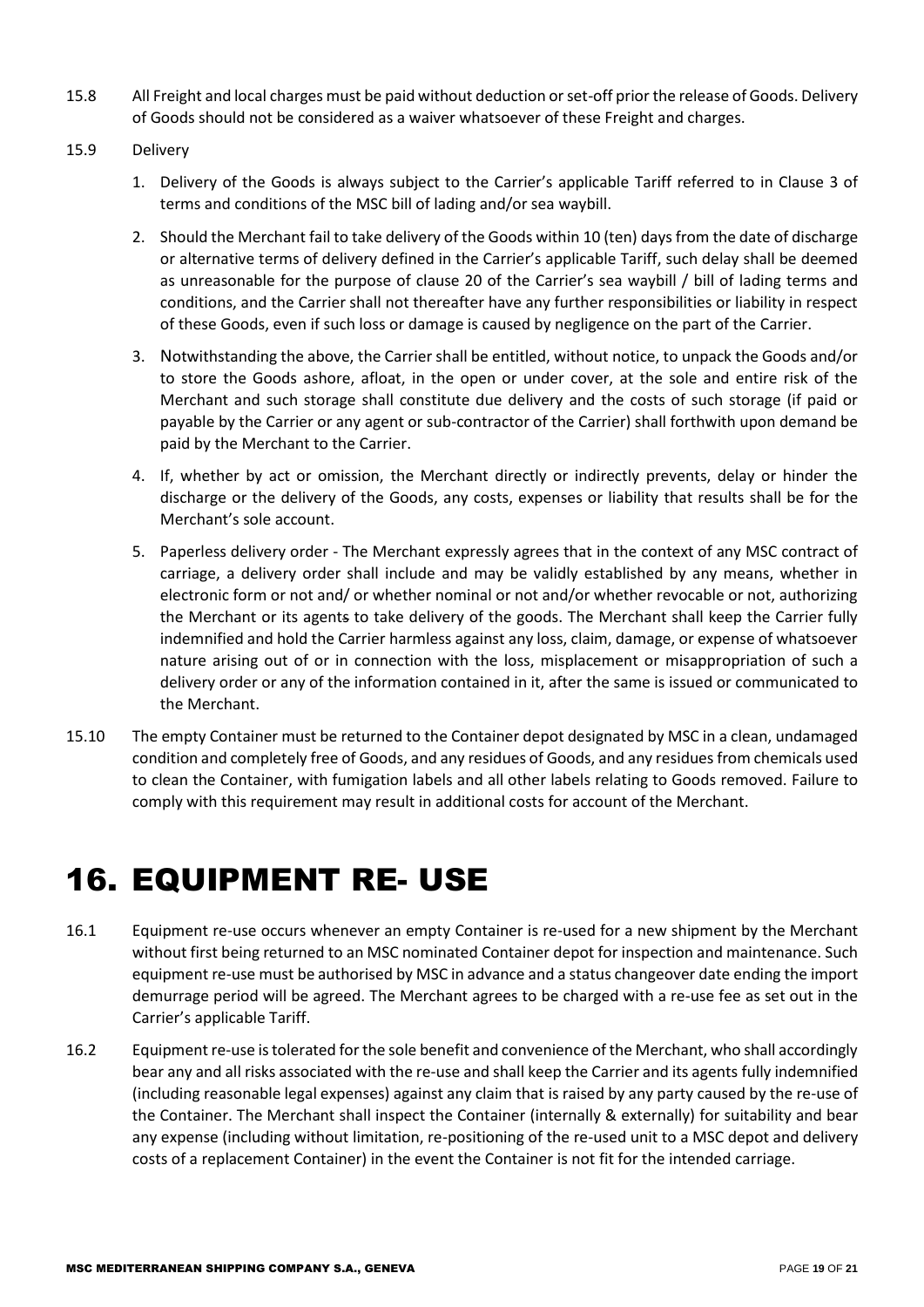15.8 All Freight and local charges must be paid without deduction or set-off prior the release of Goods. Delivery of Goods should not be considered as a waiver whatsoever of these Freight and charges.

15.9 Delivery

1. Delivery of the Goods is always subject to the Carrier's applicable Tariff referred to in Clause 3 of terms and conditions of the MSC bill of lading and/or sea waybill.
2. Should the Merchant fail to take delivery of the Goods within 10 (ten) days from the date of discharge or alternative terms of delivery defined in the Carrier's applicable Tariff, such delay shall be deemed as unreasonable for the purpose of clause 20 of the Carrier's sea waybill / bill of lading terms and conditions, and the Carrier shall not thereafter have any further responsibilities or liability in respect of these Goods, even if such loss or damage is caused by negligence on the part of the Carrier.
3. Notwithstanding the above, the Carrier shall be entitled, without notice, to unpack the Goods and/or to store the Goods ashore, afloat, in the open or under cover, at the sole and entire risk of the Merchant and such storage shall constitute due delivery and the costs of such storage (if paid or payable by the Carrier or any agent or sub-contractor of the Carrier) shall forthwith upon demand be paid by the Merchant to the Carrier.
4. If, whether by act or omission, the Merchant directly or indirectly prevents, delay or hinder the discharge or the delivery of the Goods, any costs, expenses or liability that results shall be for the Merchant's sole account.
5. Paperless delivery order - The Merchant expressly agrees that in the context of any MSC contract of carriage, a delivery order shall include and may be validly established by any means, whether in electronic form or not and/ or whether nominal or not and/or whether revocable or not, authorizing the Merchant or its agents to take delivery of the goods. The Merchant shall keep the Carrier fully indemnified and hold the Carrier harmless against any loss, claim, damage, or expense of whatsoever nature arising out of or in connection with the loss, misplacement or misappropriation of such a delivery order or any of the information contained in it, after the same is issued or communicated to the Merchant.

15.10 The empty Container must be returned to the Container depot designated by MSC in a clean, undamaged condition and completely free of Goods, and any residues of Goods, and any residues from chemicals used to clean the Container, with fumigation labels and all other labels relating to Goods removed. Failure to comply with this requirement may result in additional costs for account of the Merchant.

# 16. EQUIPMENT RE- USE

16.1 Equipment re-use occurs whenever an empty Container is re-used for a new shipment by the Merchant without first being returned to an MSC nominated Container depot for inspection and maintenance. Such equipment re-use must be authorised by MSC in advance and a status changeover date ending the import demurrage period will be agreed. The Merchant agrees to be charged with a re-use fee as set out in the Carrier's applicable Tariff.

16.2 Equipment re-use is tolerated for the sole benefit and convenience of the Merchant, who shall accordingly bear any and all risks associated with the re-use and shall keep the Carrier and its agents fully indemnified (including reasonable legal expenses) against any claim that is raised by any party caused by the re-use of the Container. The Merchant shall inspect the Container (internally & externally) for suitability and bear any expense (including without limitation, re-positioning of the re-used unit to a MSC depot and delivery costs of a replacement Container) in the event the Container is not fit for the intended carriage.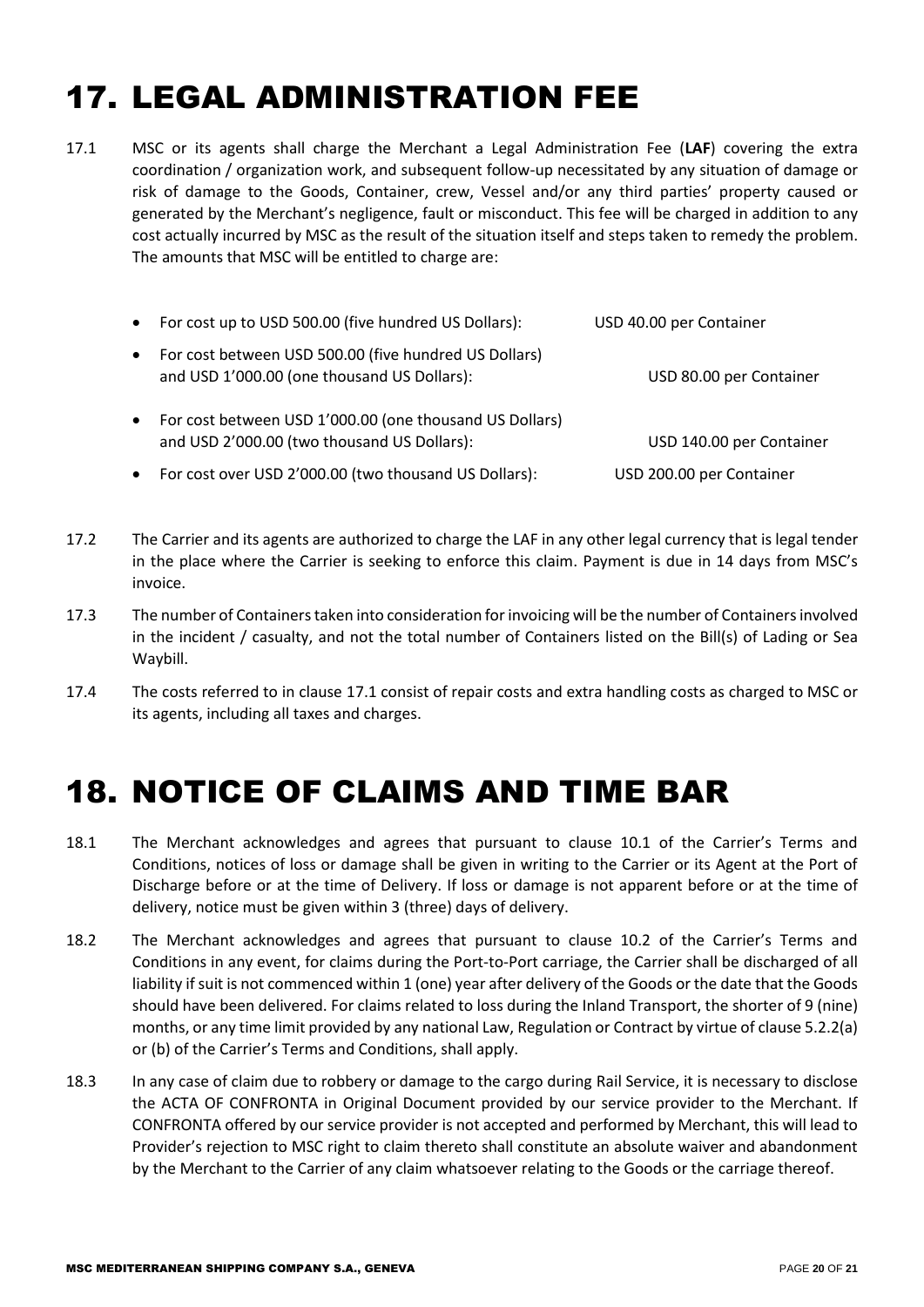# 17. LEGAL ADMINISTRATION FEE

17.1 MSC or its agents shall charge the Merchant a Legal Administration Fee (**LAF**) covering the extra coordination / organization work, and subsequent follow-up necessitated by any situation of damage or risk of damage to the Goods, Container, crew, Vessel and/or any third parties' property caused or generated by the Merchant's negligence, fault or misconduct. This fee will be charged in addition to any cost actually incurred by MSC as the result of the situation itself and steps taken to remedy the problem. The amounts that MSC will be entitled to charge are:

- For cost up to USD 500.00 (five hundred US Dollars): USD 40.00 per Container
- For cost between USD 500.00 (five hundred US Dollars) and USD 1'000.00 (one thousand US Dollars): USD 80.00 per Container
- For cost between USD 1'000.00 (one thousand US Dollars) and USD 2'000.00 (two thousand US Dollars): USD 140.00 per Container
- For cost over USD 2'000.00 (two thousand US Dollars): USD 200.00 per Container

17.2 The Carrier and its agents are authorized to charge the LAF in any other legal currency that is legal tender in the place where the Carrier is seeking to enforce this claim. Payment is due in 14 days from MSC's invoice.

17.3 The number of Containers taken into consideration for invoicing will be the number of Containers involved in the incident / casualty, and not the total number of Containers listed on the Bill(s) of Lading or Sea Waybill.

17.4 The costs referred to in clause 17.1 consist of repair costs and extra handling costs as charged to MSC or its agents, including all taxes and charges.

# 18. NOTICE OF CLAIMS AND TIME BAR

18.1 The Merchant acknowledges and agrees that pursuant to clause 10.1 of the Carrier's Terms and Conditions, notices of loss or damage shall be given in writing to the Carrier or its Agent at the Port of Discharge before or at the time of Delivery. If loss or damage is not apparent before or at the time of delivery, notice must be given within 3 (three) days of delivery.

18.2 The Merchant acknowledges and agrees that pursuant to clause 10.2 of the Carrier's Terms and Conditions in any event, for claims during the Port-to-Port carriage, the Carrier shall be discharged of all liability if suit is not commenced within 1 (one) year after delivery of the Goods or the date that the Goods should have been delivered. For claims related to loss during the Inland Transport, the shorter of 9 (nine) months, or any time limit provided by any national Law, Regulation or Contract by virtue of clause 5.2.2(a) or (b) of the Carrier's Terms and Conditions, shall apply.

18.3 In any case of claim due to robbery or damage to the cargo during Rail Service, it is necessary to disclose the ACTA OF CONFRONTA in Original Document provided by our service provider to the Merchant. If CONFRONTA offered by our service provider is not accepted and performed by Merchant, this will lead to Provider's rejection to MSC right to claim thereto shall constitute an absolute waiver and abandonment by the Merchant to the Carrier of any claim whatsoever relating to the Goods or the carriage thereof.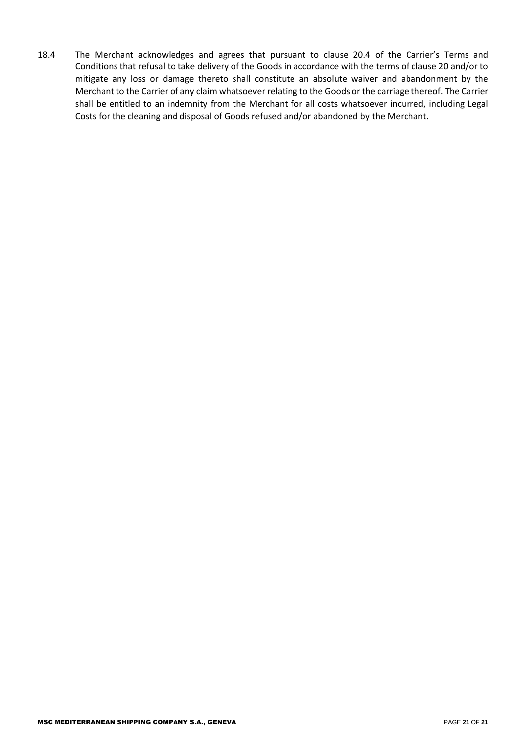18.4 The Merchant acknowledges and agrees that pursuant to clause 20.4 of the Carrier's Terms and Conditions that refusal to take delivery of the Goods in accordance with the terms of clause 20 and/or to mitigate any loss or damage thereto shall constitute an absolute waiver and abandonment by the Merchant to the Carrier of any claim whatsoever relating to the Goods or the carriage thereof. The Carrier shall be entitled to an indemnity from the Merchant for all costs whatsoever incurred, including Legal Costs for the cleaning and disposal of Goods refused and/or abandoned by the Merchant.